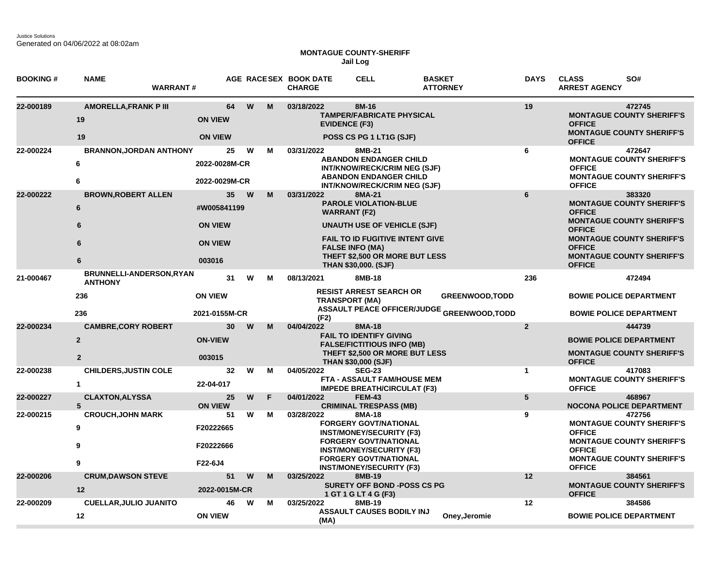Justice Solutions
Generated on 04/06/2022 at 08:02am

**MONTAGUE COUNTY-SHERIFF**
**Jail Log**

| BOOKING # | NAME / DAYS | WARRANT # | AGE | RACE | SEX | BOOK DATE | CELL / CHARGE | BASKET / ATTORNEY | DAYS | CLASS / ARREST AGENCY | SO# |
|---|---|---|---|---|---|---|---|---|---|---|---|
| 22-000189 | AMORELLA,FRANK P III | | 64 | W | M | 03/18/2022 | 8M-16 | | 19 | | 472745 |
| | 19 | ON VIEW | | | | | TAMPER/FABRICATE PHYSICAL EVIDENCE (F3) | | | MONTAGUE COUNTY SHERIFF'S OFFICE | |
| | 19 | ON VIEW | | | | | POSS CS PG 1 LT1G (SJF) | | | MONTAGUE COUNTY SHERIFF'S OFFICE | |
| 22-000224 | BRANNON,JORDAN ANTHONY | | 25 | W | M | 03/31/2022 | 8MB-21 | | 6 | | 472647 |
| | 6 | 2022-0028M-CR | | | | | ABANDON ENDANGER CHILD INT/KNOW/RECK/CRIM NEG (SJF) | | | MONTAGUE COUNTY SHERIFF'S OFFICE | |
| | 6 | 2022-0029M-CR | | | | | ABANDON ENDANGER CHILD INT/KNOW/RECK/CRIM NEG (SJF) | | | MONTAGUE COUNTY SHERIFF'S OFFICE | |
| 22-000222 | BROWN,ROBERT ALLEN | | 35 | W | M | 03/31/2022 | 8MA-21 | | 6 | | 383320 |
| | 6 | #W005841199 | | | | | PAROLE VIOLATION-BLUE WARRANT (F2) | | | MONTAGUE COUNTY SHERIFF'S OFFICE | |
| | 6 | ON VIEW | | | | | UNAUTH USE OF VEHICLE (SJF) | | | MONTAGUE COUNTY SHERIFF'S OFFICE | |
| | 6 | ON VIEW | | | | | FAIL TO ID FUGITIVE INTENT GIVE FALSE INFO (MA) | | | MONTAGUE COUNTY SHERIFF'S OFFICE | |
| | 6 | 003016 | | | | | THEFT $2,500 OR MORE BUT LESS THAN $30,000. (SJF) | | | MONTAGUE COUNTY SHERIFF'S OFFICE | |
| 21-000467 | BRUNNELLI-ANDERSON,RYAN ANTHONY | | 31 | W | M | 08/13/2021 | 8MB-18 | | 236 | | 472494 |
| | 236 | ON VIEW | | | | | RESIST ARREST SEARCH OR TRANSPORT (MA) | GREENWOOD,TODD | | BOWIE POLICE DEPARTMENT | |
| | 236 | 2021-0155M-CR | | | | | ASSAULT PEACE OFFICER/JUDGE (F2) | GREENWOOD,TODD | | BOWIE POLICE DEPARTMENT | |
| 22-000234 | CAMBRE,CORY ROBERT | | 30 | W | M | 04/04/2022 | 8MA-18 | | 2 | | 444739 |
| | 2 | ON-VIEW | | | | | FAIL TO IDENTIFY GIVING FALSE/FICTITIOUS INFO (MB) | | | BOWIE POLICE DEPARTMENT | |
| | 2 | 003015 | | | | | THEFT $2,500 OR MORE BUT LESS THAN $30,000 (SJF) | | | MONTAGUE COUNTY SHERIFF'S OFFICE | |
| 22-000238 | CHILDERS,JUSTIN COLE | | 32 | W | M | 04/05/2022 | SEG-23 | | 1 | | 417083 |
| | 1 | 22-04-017 | | | | | FTA - ASSAULT FAM/HOUSE MEM IMPEDE BREATH/CIRCULAT (F3) | | | MONTAGUE COUNTY SHERIFF'S OFFICE | |
| 22-000227 | CLAXTON,ALYSSA | | 25 | W | F | 04/01/2022 | FEM-43 | | 5 | | 468967 |
| | 5 | ON VIEW | | | | | CRIMINAL TRESPASS (MB) | | | NOCONA POLICE DEPARTMENT | |
| 22-000215 | CROUCH,JOHN MARK | | 51 | W | M | 03/28/2022 | 8MA-18 | | 9 | | 472756 |
| | 9 | F20222665 | | | | | FORGERY GOVT/NATIONAL INST/MONEY/SECURITY (F3) | | | MONTAGUE COUNTY SHERIFF'S OFFICE | |
| | 9 | F20222666 | | | | | FORGERY GOVT/NATIONAL INST/MONEY/SECURITY (F3) | | | MONTAGUE COUNTY SHERIFF'S OFFICE | |
| | 9 | F22-6J4 | | | | | FORGERY GOVT/NATIONAL INST/MONEY/SECURITY (F3) | | | MONTAGUE COUNTY SHERIFF'S OFFICE | |
| 22-000206 | CRUM,DAWSON STEVE | | 51 | W | M | 03/25/2022 | 8MB-19 | | 12 | | 384561 |
| | 12 | 2022-0015M-CR | | | | | SURETY OFF BOND -POSS CS PG 1 GT 1 G LT 4 G (F3) | | | MONTAGUE COUNTY SHERIFF'S OFFICE | |
| 22-000209 | CUELLAR,JULIO JUANITO | | 46 | W | M | 03/25/2022 | 8MB-19 | | 12 | | 384586 |
| | 12 | ON VIEW | | | | | ASSAULT CAUSES BODILY INJ (MA) | Oney,Jeromie | | BOWIE POLICE DEPARTMENT | |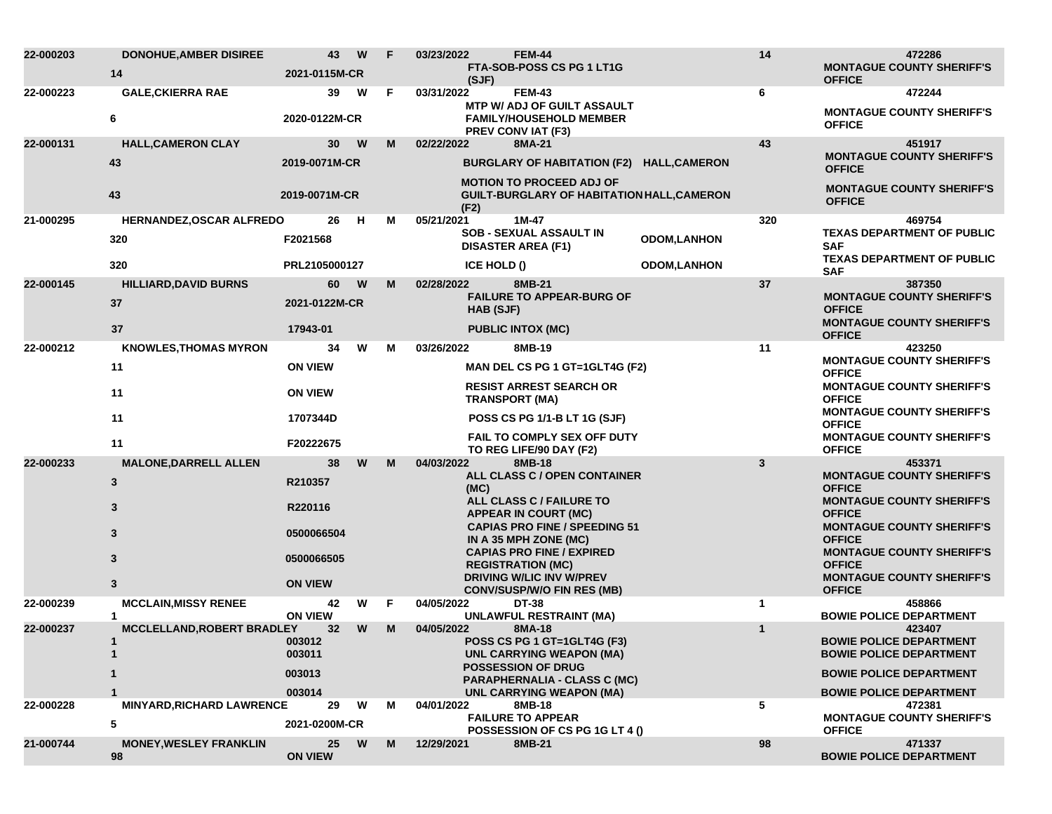| | | | | | | | | | | |
|---|---|---|---|---|---|---|---|---|---|---|
| 22-000203 | DONOHUE,AMBER DISIREE | | 43 | W | F | 03/23/2022 | FEM-44 | | 14 | 472286 |
| | 14 | 2021-0115M-CR | | | | | FTA-SOB-POSS CS PG 1 LT1G (SJF) | | | MONTAGUE COUNTY SHERIFF'S OFFICE |
| 22-000223 | GALE,CKIERRA RAE | | 39 | W | F | 03/31/2022 | FEM-43 | | 6 | 472244 |
| | 6 | 2020-0122M-CR | | | | | MTP W/ ADJ OF GUILT ASSAULT FAMILY/HOUSEHOLD MEMBER PREV CONV IAT (F3) | | | MONTAGUE COUNTY SHERIFF'S OFFICE |
| 22-000131 | HALL,CAMERON CLAY | | 30 | W | M | 02/22/2022 | 8MA-21 | | 43 | 451917 |
| | 43 | 2019-0071M-CR | | | | | BURGLARY OF HABITATION (F2) | HALL,CAMERON | | MONTAGUE COUNTY SHERIFF'S OFFICE |
| | 43 | 2019-0071M-CR | | | | | MOTION TO PROCEED ADJ OF GUILT-BURGLARY OF HABITATION (F2) | HALL,CAMERON | | MONTAGUE COUNTY SHERIFF'S OFFICE |
| 21-000295 | HERNANDEZ,OSCAR ALFREDO | | 26 | H | M | 05/21/2021 | 1M-47 | | 320 | 469754 |
| | 320 | F2021568 | | | | | SOB - SEXUAL ASSAULT IN DISASTER AREA (F1) | ODOM,LANHON | | TEXAS DEPARTMENT OF PUBLIC SAF |
| | 320 | PRL2105000127 | | | | | ICE HOLD () | ODOM,LANHON | | TEXAS DEPARTMENT OF PUBLIC SAF |
| 22-000145 | HILLIARD,DAVID BURNS | | 60 | W | M | 02/28/2022 | 8MB-21 | | 37 | 387350 |
| | 37 | 2021-0122M-CR | | | | | FAILURE TO APPEAR-BURG OF HAB (SJF) | | | MONTAGUE COUNTY SHERIFF'S OFFICE |
| | 37 | 17943-01 | | | | | PUBLIC INTOX (MC) | | | MONTAGUE COUNTY SHERIFF'S OFFICE |
| 22-000212 | KNOWLES,THOMAS MYRON | | 34 | W | M | 03/26/2022 | 8MB-19 | | 11 | 423250 |
| | 11 | ON VIEW | | | | | MAN DEL CS PG 1 GT=1GLT4G (F2) | | | MONTAGUE COUNTY SHERIFF'S OFFICE |
| | 11 | ON VIEW | | | | | RESIST ARREST SEARCH OR TRANSPORT (MA) | | | MONTAGUE COUNTY SHERIFF'S OFFICE |
| | 11 | 1707344D | | | | | POSS CS PG 1/1-B LT 1G (SJF) | | | MONTAGUE COUNTY SHERIFF'S OFFICE |
| | 11 | F20222675 | | | | | FAIL TO COMPLY SEX OFF DUTY TO REG LIFE/90 DAY (F2) | | | MONTAGUE COUNTY SHERIFF'S OFFICE |
| 22-000233 | MALONE,DARRELL ALLEN | | 38 | W | M | 04/03/2022 | 8MB-18 | | 3 | 453371 |
| | 3 | R210357 | | | | | ALL CLASS C / OPEN CONTAINER (MC) | | | MONTAGUE COUNTY SHERIFF'S OFFICE |
| | 3 | R220116 | | | | | ALL CLASS C / FAILURE TO APPEAR IN COURT (MC) | | | MONTAGUE COUNTY SHERIFF'S OFFICE |
| | 3 | 0500066504 | | | | | CAPIAS PRO FINE / SPEEDING 51 IN A 35 MPH ZONE (MC) | | | MONTAGUE COUNTY SHERIFF'S OFFICE |
| | 3 | 0500066505 | | | | | CAPIAS PRO FINE / EXPIRED REGISTRATION (MC) | | | MONTAGUE COUNTY SHERIFF'S OFFICE |
| | 3 | ON VIEW | | | | | DRIVING W/LIC INV W/PREV CONV/SUSP/W/O FIN RES (MB) | | | MONTAGUE COUNTY SHERIFF'S OFFICE |
| 22-000239 | MCCLAIN,MISSY RENEE | | 42 | W | F | 04/05/2022 | DT-38 | | 1 | 458866 |
| | 1 | ON VIEW | | | | | UNLAWFUL RESTRAINT (MA) | | | BOWIE POLICE DEPARTMENT |
| 22-000237 | MCCLELLAND,ROBERT BRADLEY | | 32 | W | M | 04/05/2022 | 8MA-18 | | 1 | 423407 |
| | 1 | 003012 | | | | | POSS CS PG 1 GT=1GLT4G (F3) | | | BOWIE POLICE DEPARTMENT |
| | 1 | 003011 | | | | | UNL CARRYING WEAPON (MA) | | | BOWIE POLICE DEPARTMENT |
| | 1 | 003013 | | | | | POSSESSION OF DRUG PARAPHERNALIA - CLASS C (MC) | | | BOWIE POLICE DEPARTMENT |
| | 1 | 003014 | | | | | UNL CARRYING WEAPON (MA) | | | BOWIE POLICE DEPARTMENT |
| 22-000228 | MINYARD,RICHARD LAWRENCE | | 29 | W | M | 04/01/2022 | 8MB-18 | | 5 | 472381 |
| | 5 | 2021-0200M-CR | | | | | FAILURE TO APPEAR POSSESSION OF CS PG 1G LT 4 () | | | MONTAGUE COUNTY SHERIFF'S OFFICE |
| 21-000744 | MONEY,WESLEY FRANKLIN | | 25 | W | M | 12/29/2021 | 8MB-21 | | 98 | 471337 |
| | 98 | ON VIEW | | | | | | | | BOWIE POLICE DEPARTMENT |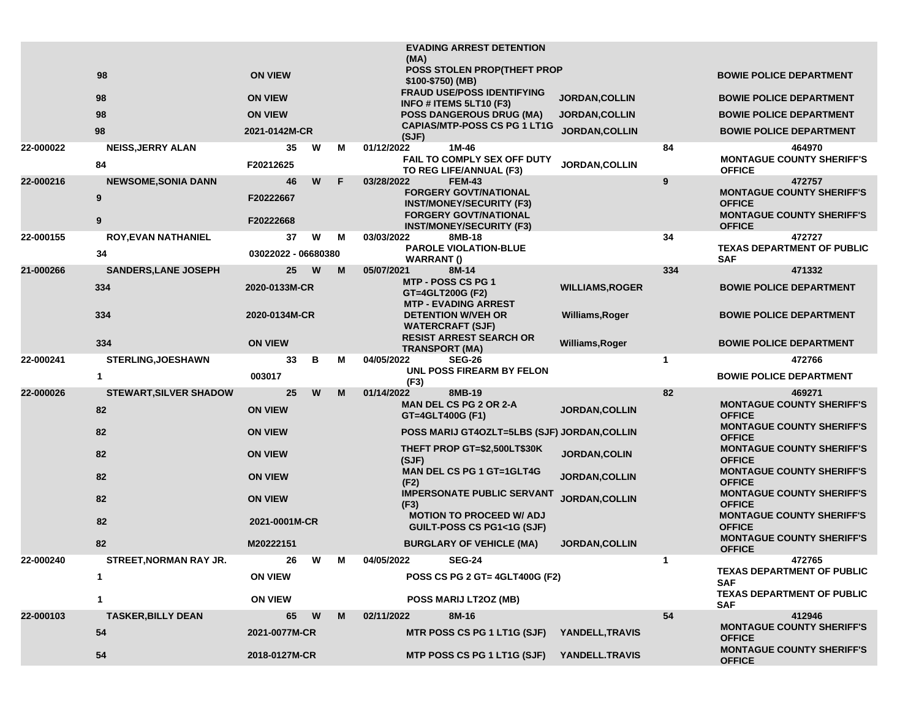| | | | | | | | | | | |
|---|---|---|---|---|---|---|---|---|---|---|
| | | | | | | | EVADING ARREST DETENTION (MA) | | | |
| | 98 | ON VIEW | | | | | POSS STOLEN PROP(THEFT PROP $100-$750) (MB) | | | BOWIE POLICE DEPARTMENT |
| | 98 | ON VIEW | | | | | FRAUD USE/POSS IDENTIFYING INFO # ITEMS 5LT10 (F3) | JORDAN,COLLIN | | BOWIE POLICE DEPARTMENT |
| | 98 | ON VIEW | | | | | POSS DANGEROUS DRUG (MA) | JORDAN,COLLIN | | BOWIE POLICE DEPARTMENT |
| | 98 | 2021-0142M-CR | | | | | CAPIAS/MTP-POSS CS PG 1 LT1G (SJF) | JORDAN,COLLIN | | BOWIE POLICE DEPARTMENT |
| 22-000022 | NEISS,JERRY ALAN | | 35 | W | M | 01/12/2022 | 1M-46 | | 84 | 464970 |
| | 84 | F20212625 | | | | | FAIL TO COMPLY SEX OFF DUTY TO REG LIFE/ANNUAL (F3) | JORDAN,COLLIN | | MONTAGUE COUNTY SHERIFF'S OFFICE |
| 22-000216 | NEWSOME,SONIA DANN | | 46 | W | F | 03/28/2022 | FEM-43 | | 9 | 472757 |
| | 9 | F20222667 | | | | | FORGERY GOVT/NATIONAL INST/MONEY/SECURITY (F3) | | | MONTAGUE COUNTY SHERIFF'S OFFICE |
| | 9 | F20222668 | | | | | FORGERY GOVT/NATIONAL INST/MONEY/SECURITY (F3) | | | MONTAGUE COUNTY SHERIFF'S OFFICE |
| 22-000155 | ROY,EVAN NATHANIEL | | 37 | W | M | 03/03/2022 | 8MB-18 | | 34 | 472727 |
| | 34 | 03022022 - 06680380 | | | | | PAROLE VIOLATION-BLUE WARRANT () | | | TEXAS DEPARTMENT OF PUBLIC SAF |
| 21-000266 | SANDERS,LANE JOSEPH | | 25 | W | M | 05/07/2021 | 8M-14 | | 334 | 471332 |
| | 334 | 2020-0133M-CR | | | | | MTP - POSS CS PG 1 GT=4GLT200G (F2) | WILLIAMS,ROGER | | BOWIE POLICE DEPARTMENT |
| | 334 | 2020-0134M-CR | | | | | MTP - EVADING ARREST DETENTION W/VEH OR WATERCRAFT (SJF) | Williams,Roger | | BOWIE POLICE DEPARTMENT |
| | 334 | ON VIEW | | | | | RESIST ARREST SEARCH OR TRANSPORT (MA) | Williams,Roger | | BOWIE POLICE DEPARTMENT |
| 22-000241 | STERLING,JOESHAWN | | 33 | B | M | 04/05/2022 | SEG-26 | | 1 | 472766 |
| | 1 | 003017 | | | | | UNL POSS FIREARM BY FELON (F3) | | | BOWIE POLICE DEPARTMENT |
| 22-000026 | STEWART,SILVER SHADOW | | 25 | W | M | 01/14/2022 | 8MB-19 | | 82 | 469271 |
| | 82 | ON VIEW | | | | | MAN DEL CS PG 2 OR 2-A GT=4GLT400G (F1) | JORDAN,COLLIN | | MONTAGUE COUNTY SHERIFF'S OFFICE |
| | 82 | ON VIEW | | | | | POSS MARIJ GT4OZLT=5LBS (SJF) | JORDAN,COLLIN | | MONTAGUE COUNTY SHERIFF'S OFFICE |
| | 82 | ON VIEW | | | | | THEFT PROP GT=$2,500LT$30K (SJF) | JORDAN,COLIN | | MONTAGUE COUNTY SHERIFF'S OFFICE |
| | 82 | ON VIEW | | | | | MAN DEL CS PG 1 GT=1GLT4G (F2) | JORDAN,COLLIN | | MONTAGUE COUNTY SHERIFF'S OFFICE |
| | 82 | ON VIEW | | | | | IMPERSONATE PUBLIC SERVANT (F3) | JORDAN,COLLIN | | MONTAGUE COUNTY SHERIFF'S OFFICE |
| | 82 | 2021-0001M-CR | | | | | MOTION TO PROCEED W/ ADJ GUILT-POSS CS PG1<1G (SJF) | | | MONTAGUE COUNTY SHERIFF'S OFFICE |
| | 82 | M20222151 | | | | | BURGLARY OF VEHICLE (MA) | JORDAN,COLLIN | | MONTAGUE COUNTY SHERIFF'S OFFICE |
| 22-000240 | STREET,NORMAN RAY JR. | | 26 | W | M | 04/05/2022 | SEG-24 | | 1 | 472765 |
| | 1 | ON VIEW | | | | | POSS CS PG 2 GT= 4GLT400G (F2) | | | TEXAS DEPARTMENT OF PUBLIC SAF |
| | 1 | ON VIEW | | | | | POSS MARIJ LT2OZ (MB) | | | TEXAS DEPARTMENT OF PUBLIC SAF |
| 22-000103 | TASKER,BILLY DEAN | | 65 | W | M | 02/11/2022 | 8M-16 | | 54 | 412946 |
| | 54 | 2021-0077M-CR | | | | | MTR POSS CS PG 1 LT1G (SJF) | YANDELL,TRAVIS | | MONTAGUE COUNTY SHERIFF'S OFFICE |
| | 54 | 2018-0127M-CR | | | | | MTP POSS CS PG 1 LT1G (SJF) | YANDELL.TRAVIS | | MONTAGUE COUNTY SHERIFF'S OFFICE |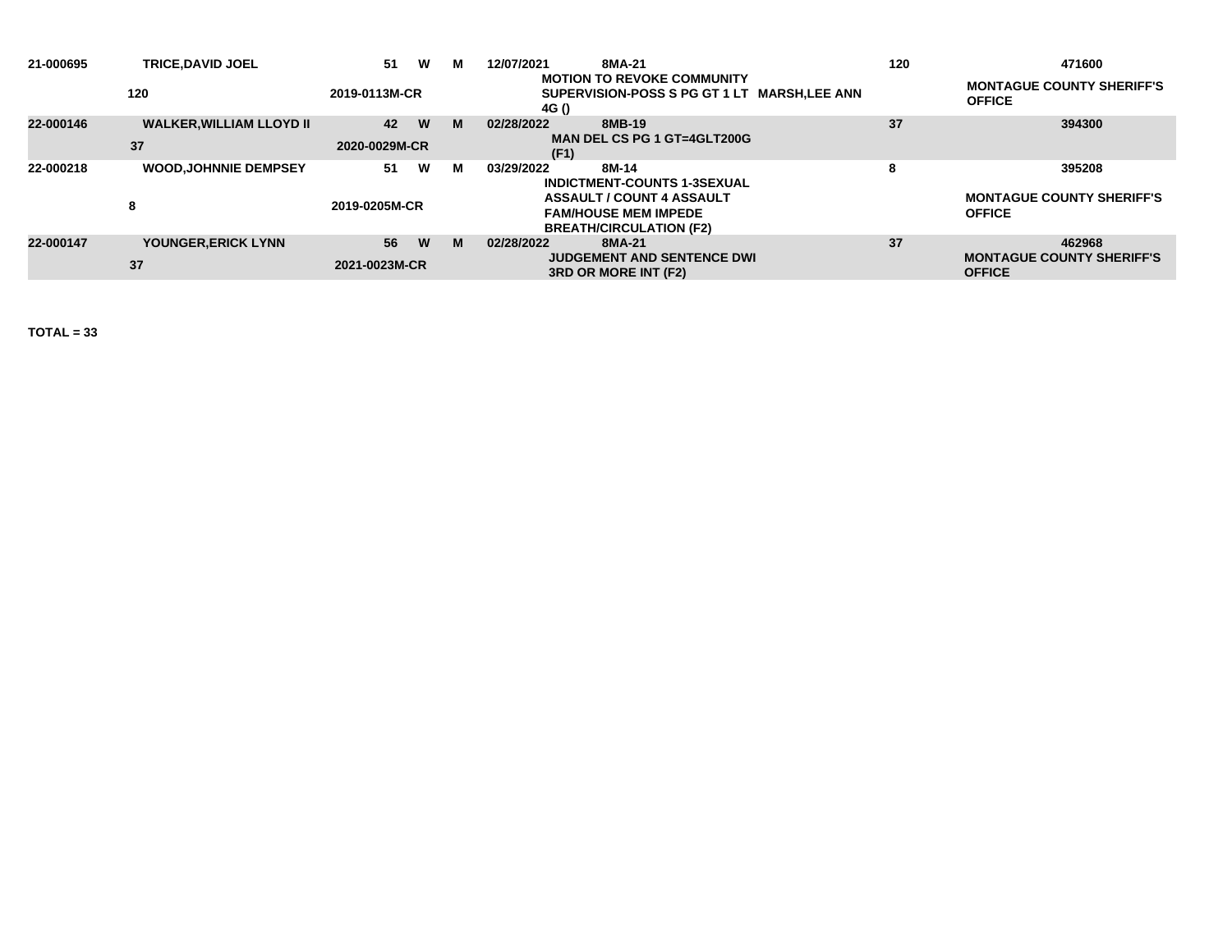| | | | | | | | | | | |
|---|---|---|---|---|---|---|---|---|---|---|
| 21-000695 | TRICE,DAVID JOEL | 51 | W | M | 12/07/2021 | 8MA-21 | | 120 | 471600 | |
| | 120 | 2019-0113M-CR | | | | MOTION TO REVOKE COMMUNITY SUPERVISION-POSS S PG GT 1 LT 4G () | MARSH,LEE ANN | | | MONTAGUE COUNTY SHERIFF'S OFFICE |
| 22-000146 | WALKER,WILLIAM LLOYD II | 42 | W | M | 02/28/2022 | 8MB-19 | | 37 | 394300 | |
| | 37 | 2020-0029M-CR | | | | MAN DEL CS PG 1 GT=4GLT200G (F1) | | | | |
| 22-000218 | WOOD,JOHNNIE DEMPSEY | 51 | W | M | 03/29/2022 | 8M-14 | | 8 | 395208 | |
| | 8 | 2019-0205M-CR | | | | INDICTMENT-COUNTS 1-3SEXUAL ASSAULT / COUNT 4 ASSAULT FAM/HOUSE MEM IMPEDE BREATH/CIRCULATION (F2) | | | | MONTAGUE COUNTY SHERIFF'S OFFICE |
| 22-000147 | YOUNGER,ERICK LYNN | 56 | W | M | 02/28/2022 | 8MA-21 | | 37 | 462968 | |
| | 37 | 2021-0023M-CR | | | | JUDGEMENT AND SENTENCE DWI 3RD OR MORE INT (F2) | | | | MONTAGUE COUNTY SHERIFF'S OFFICE |

**TOTAL = 33**